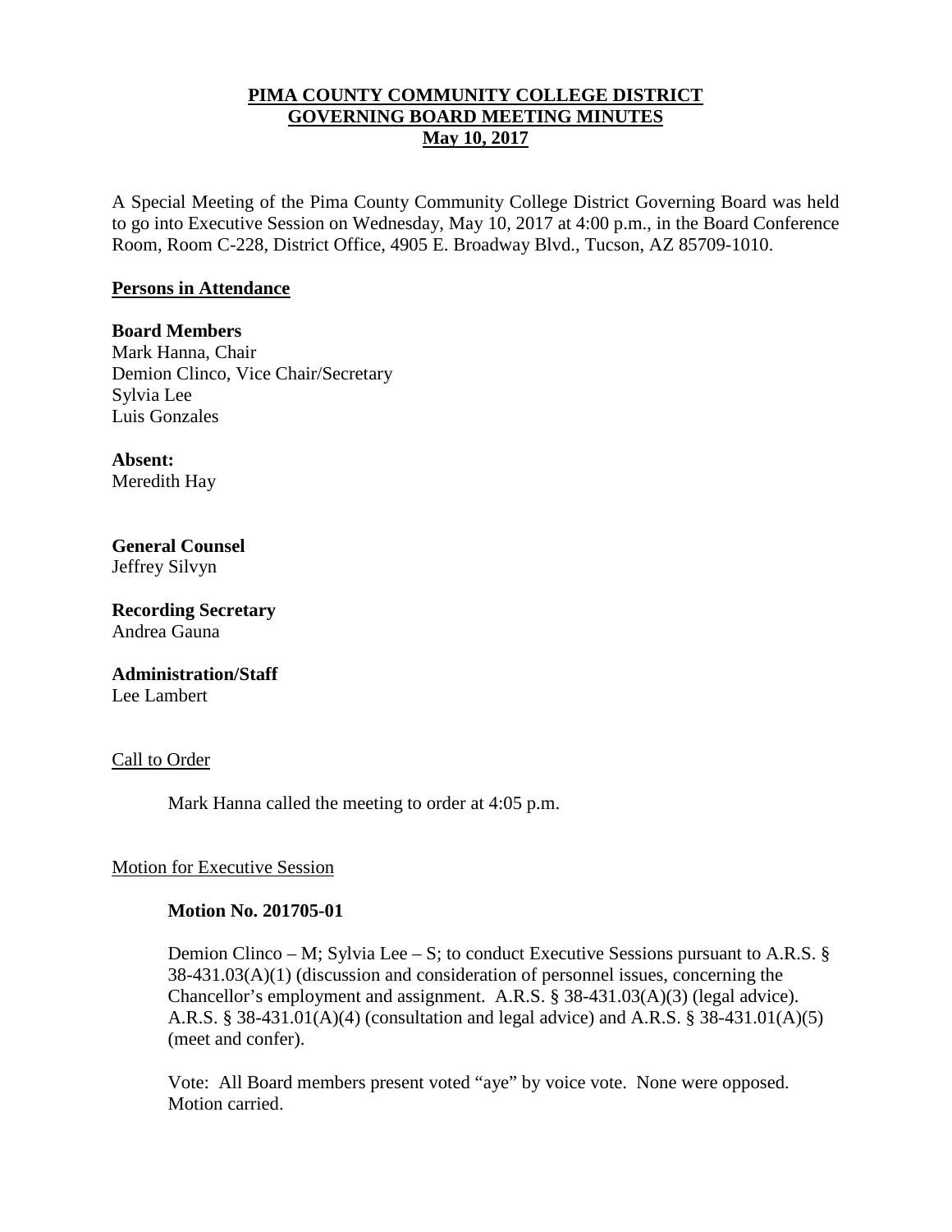# PIMA COUNTY COMMUNITY COLLEGE DISTRICT
# GOVERNING BOARD MEETING MINUTES
# May 10, 2017

A Special Meeting of the Pima County Community College District Governing Board was held to go into Executive Session on Wednesday, May 10, 2017 at 4:00 p.m., in the Board Conference Room, Room C-228, District Office, 4905 E. Broadway Blvd., Tucson, AZ 85709-1010.

## Persons in Attendance

**Board Members**
Mark Hanna, Chair
Demion Clinco, Vice Chair/Secretary
Sylvia Lee
Luis Gonzales

**Absent:**
Meredith Hay

**General Counsel**
Jeffrey Silvyn

**Recording Secretary**
Andrea Gauna

**Administration/Staff**
Lee Lambert

## Call to Order

Mark Hanna called the meeting to order at 4:05 p.m.

## Motion for Executive Session

**Motion No. 201705-01**

Demion Clinco – M; Sylvia Lee – S; to conduct Executive Sessions pursuant to A.R.S. § 38-431.03(A)(1) (discussion and consideration of personnel issues, concerning the Chancellor's employment and assignment. A.R.S. § 38-431.03(A)(3) (legal advice). A.R.S. § 38-431.01(A)(4) (consultation and legal advice) and A.R.S. § 38-431.01(A)(5) (meet and confer).

Vote: All Board members present voted "aye" by voice vote. None were opposed. Motion carried.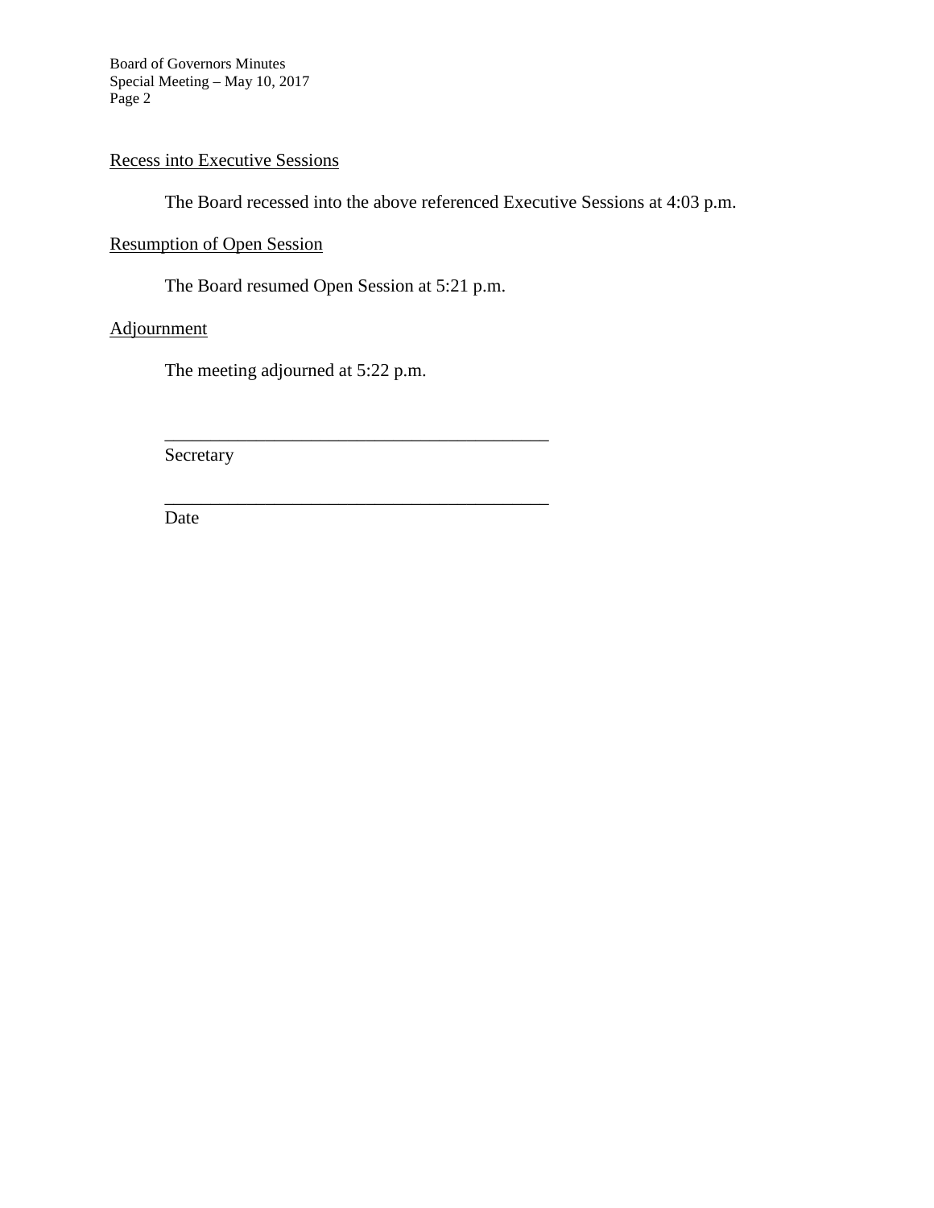## Recess into Executive Sessions

The Board recessed into the above referenced Executive Sessions at 4:03 p.m.

## Resumption of Open Session

The Board resumed Open Session at 5:21 p.m.

## Adjournment

The meeting adjourned at 5:22 p.m.

\_\_\_\_\_\_\_\_\_\_\_\_\_\_\_\_\_\_\_\_\_\_\_\_\_\_\_\_\_\_\_\_\_\_\_\_\_\_\_\_\_\_\_\_
Secretary

\_\_\_\_\_\_\_\_\_\_\_\_\_\_\_\_\_\_\_\_\_\_\_\_\_\_\_\_\_\_\_\_\_\_\_\_\_\_\_\_\_\_\_\_
Date